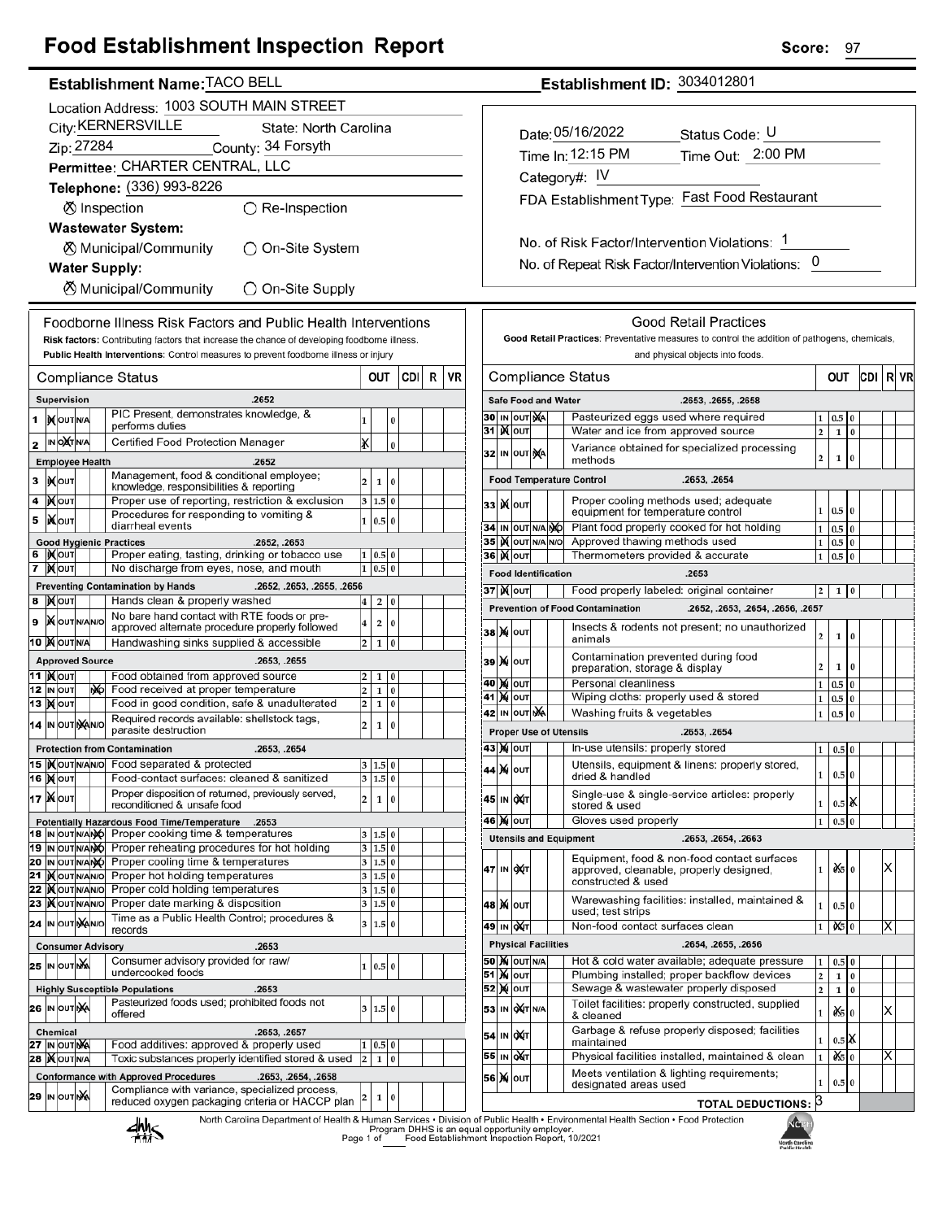# Food Establishment Inspection Report

**Score:** 97

**Establishment Name:** TACO BELL

**Establishment ID:** 3034012801

Location Address: 1003 SOUTH MAIN STREET

City: KERNERSVILLE  State: North Carolina

Zip: 27284  County: 34 Forsyth

Permittee: CHARTER CENTRAL, LLC

Telephone: (336) 993-8226

⊗ Inspection  ○ Re-Inspection

**Wastewater System:**

⊗ Municipal/Community  ○ On-Site System

**Water Supply:**

⊗ Municipal/Community  ○ On-Site Supply

Date: 05/16/2022  Status Code: U

Time In: 12:15 PM  Time Out: 2:00 PM

Category#: IV

FDA Establishment Type: Fast Food Restaurant

No. of Risk Factor/Intervention Violations: 1

No. of Repeat Risk Factor/Intervention Violations: 0

## Foodborne Illness Risk Factors and Public Health Interventions

**Risk factors:** Contributing factors that increase the chance of developing foodborne illness.
**Public Health Interventions:** Control measures to prevent foodborne illness or injury

| # | Status | Compliance Status | OUT | CDI | R | VR |
|---|---|---|---|---|---|---|
| | | **Supervision .2652** | | | | |
| 1 | IN | PIC Present, demonstrates knowledge, & performs duties | 1 0 | | | |
| 2 | OUT | Certified Food Protection Manager | X 0 | | | |
| | | **Employee Health .2652** | | | | |
| 3 | IN | Management, food & conditional employee; knowledge, responsibilities & reporting | 2 1 0 | | | |
| 4 | IN | Proper use of reporting, restriction & exclusion | 3 1.5 0 | | | |
| 5 | IN | Procedures for responding to vomiting & diarrheal events | 1 0.5 0 | | | |
| | | **Good Hygienic Practices .2652, .2653** | | | | |
| 6 | IN | Proper eating, tasting, drinking or tobacco use | 1 0.5 0 | | | |
| 7 | IN | No discharge from eyes, nose, and mouth | 1 0.5 0 | | | |
| | | **Preventing Contamination by Hands .2652, .2653, .2655, .2656** | | | | |
| 8 | IN | Hands clean & properly washed | 4 2 0 | | | |
| 9 | IN | No bare hand contact with RTE foods or pre-approved alternate procedure properly followed | 4 2 0 | | | |
| 10 | IN | Handwashing sinks supplied & accessible | 2 1 0 | | | |
| | | **Approved Source .2653, .2655** | | | | |
| 11 | IN | Food obtained from approved source | 2 1 0 | | | |
| 12 | N/O | Food received at proper temperature | 2 1 0 | | | |
| 13 | IN | Food in good condition, safe & unadulterated | 2 1 0 | | | |
| 14 | N/A | Required records available: shellstock tags, parasite destruction | 2 1 0 | | | |
| | | **Protection from Contamination .2653, .2654** | | | | |
| 15 | IN | Food separated & protected | 3 1.5 0 | | | |
| 16 | IN | Food-contact surfaces: cleaned & sanitized | 3 1.5 0 | | | |
| 17 | IN | Proper disposition of returned, previously served, reconditioned & unsafe food | 2 1 0 | | | |
| | | **Potentially Hazardous Food Time/Temperature .2653** | | | | |
| 18 | N/O | Proper cooking time & temperatures | 3 1.5 0 | | | |
| 19 | N/O | Proper reheating procedures for hot holding | 3 1.5 0 | | | |
| 20 | N/O | Proper cooling time & temperatures | 3 1.5 0 | | | |
| 21 | IN | Proper hot holding temperatures | 3 1.5 0 | | | |
| 22 | IN | Proper cold holding temperatures | 3 1.5 0 | | | |
| 23 | IN | Proper date marking & disposition | 3 1.5 0 | | | |
| 24 | N/A | Time as a Public Health Control; procedures & records | 3 1.5 0 | | | |
| | | **Consumer Advisory .2653** | | | | |
| 25 | N/A | Consumer advisory provided for raw/ undercooked foods | 1 0.5 0 | | | |
| | | **Highly Susceptible Populations .2653** | | | | |
| 26 | N/A | Pasteurized foods used; prohibited foods not offered | 3 1.5 0 | | | |
| | | **Chemical .2653, .2657** | | | | |
| 27 | N/A | Food additives: approved & properly used | 1 0.5 0 | | | |
| 28 | IN | Toxic substances properly identified stored & used | 2 1 0 | | | |
| | | **Conformance with Approved Procedures .2653, .2654, .2658** | | | | |
| 29 | N/A | Compliance with variance, specialized process, reduced oxygen packaging criteria or HACCP plan | 2 1 0 | | | |

## Good Retail Practices

**Good Retail Practices:** Preventative measures to control the addition of pathogens, chemicals, and physical objects into foods.

| # | Status | Compliance Status | OUT | CDI | R | VR |
|---|---|---|---|---|---|---|
| | | **Safe Food and Water .2653, .2655, .2658** | | | | |
| 30 | N/A | Pasteurized eggs used where required | 1 0.5 0 | | | |
| 31 | IN | Water and ice from approved source | 2 1 0 | | | |
| 32 | N/A | Variance obtained for specialized processing methods | 2 1 0 | | | |
| | | **Food Temperature Control .2653, .2654** | | | | |
| 33 | IN | Proper cooling methods used; adequate equipment for temperature control | 1 0.5 0 | | | |
| 34 | N/O | Plant food properly cooked for hot holding | 1 0.5 0 | | | |
| 35 | IN | Approved thawing methods used | 1 0.5 0 | | | |
| 36 | IN | Thermometers provided & accurate | 1 0.5 0 | | | |
| | | **Food Identification .2653** | | | | |
| 37 | IN | Food properly labeled: original container | 2 1 0 | | | |
| | | **Prevention of Food Contamination .2652, .2653, .2654, .2656, .2657** | | | | |
| 38 | IN | Insects & rodents not present; no unauthorized animals | 2 1 0 | | | |
| 39 | IN | Contamination prevented during food preparation, storage & display | 2 1 0 | | | |
| 40 | IN | Personal cleanliness | 1 0.5 0 | | | |
| 41 | IN | Wiping cloths: properly used & stored | 1 0.5 0 | | | |
| 42 | N/A | Washing fruits & vegetables | 1 0.5 0 | | | |
| | | **Proper Use of Utensils .2653, .2654** | | | | |
| 43 | IN | In-use utensils: properly stored | 1 0.5 0 | | | |
| 44 | IN | Utensils, equipment & linens: properly stored, dried & handled | 1 0.5 0 | | | |
| 45 | OUT | Single-use & single-service articles: properly stored & used | 1 0.5 X | | | |
| 46 | IN | Gloves used properly | 1 0.5 0 | | | |
| | | **Utensils and Equipment .2653, .2654, .2663** | | | | |
| 47 | OUT | Equipment, food & non-food contact surfaces approved, cleanable, properly designed, constructed & used | 1 X 0 | | | X |
| 48 | IN | Warewashing facilities: installed, maintained & used; test strips | 1 0.5 0 | | | |
| 49 | OUT | Non-food contact surfaces clean | 1 X 0 | | | X |
| | | **Physical Facilities .2654, .2655, .2656** | | | | |
| 50 | IN | Hot & cold water available; adequate pressure | 1 0.5 0 | | | |
| 51 | IN | Plumbing installed; proper backflow devices | 2 1 0 | | | |
| 52 | IN | Sewage & wastewater properly disposed | 2 1 0 | | | |
| 53 | OUT | Toilet facilities: properly constructed, supplied & cleaned | 1 X 0 | | | X |
| 54 | OUT | Garbage & refuse properly disposed; facilities maintained | 1 0.5 X | | | |
| 55 | OUT | Physical facilities installed, maintained & clean | 1 X 0 | | | X |
| 56 | IN | Meets ventilation & lighting requirements; designated areas used | 1 0.5 0 | | | |
| | | **TOTAL DEDUCTIONS:** | 3 | | | |

North Carolina Department of Health & Human Services • Division of Public Health • Environmental Health Section • Food Protection Program DHHS is an equal opportunity employer.
Food Establishment Inspection Report, 10/2021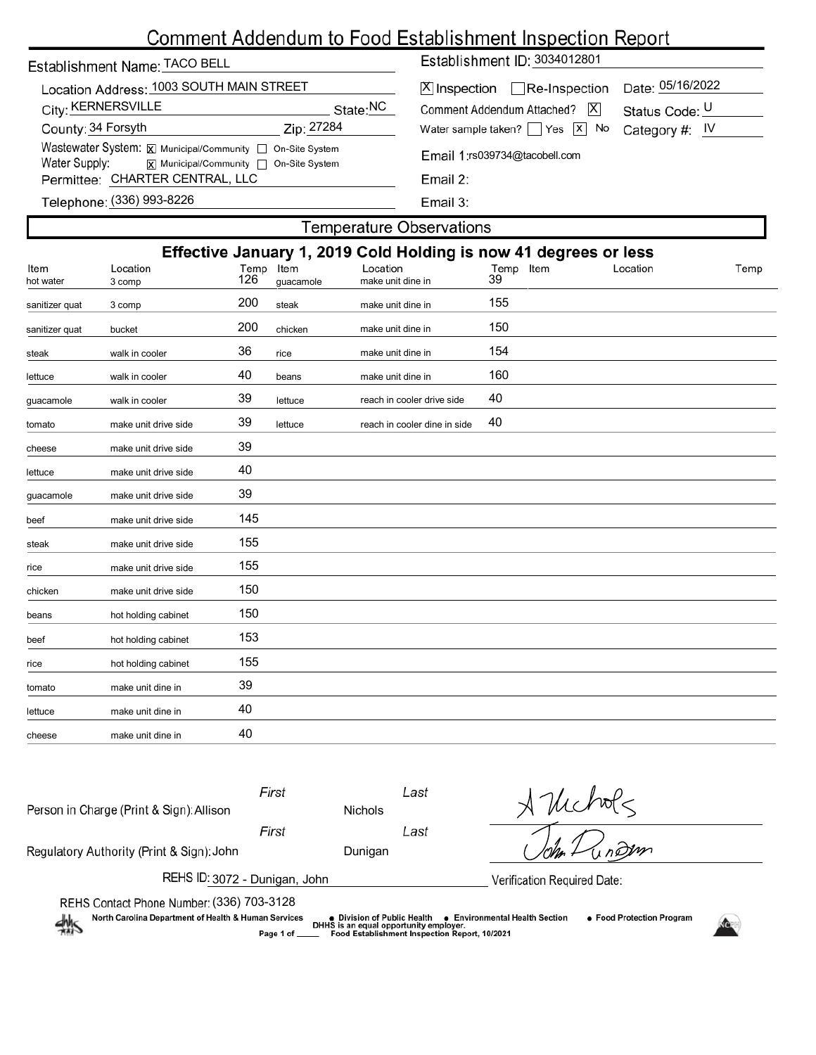# Comment Addendum to Food Establishment Inspection Report

Establishment Name: TACO BELL

Location Address: 1003 SOUTH MAIN STREET

City: KERNERSVILLE State: NC

County: 34 Forsyth Zip: 27284

Wastewater System: [X] Municipal/Community [ ] On-Site System

Water Supply: [X] Municipal/Community [ ] On-Site System

Permittee: CHARTER CENTRAL, LLC

Telephone: (336) 993-8226

Establishment ID: 3034012801

[X] Inspection [ ] Re-Inspection Date: 05/16/2022

Comment Addendum Attached? [X] Status Code: U

Water sample taken? [ ] Yes [X] No Category #: IV

Email 1: rs039734@tacobell.com

Email 2:

Email 3:

## Temperature Observations

### Effective January 1, 2019 Cold Holding is now 41 degrees or less

| Item | Location | Temp | Item | Location | Temp | Item | Location | Temp |
|---|---|---|---|---|---|---|---|---|
| hot water | 3 comp | 126 | guacamole | make unit dine in | 39 | | | |
| sanitizer quat | 3 comp | 200 | steak | make unit dine in | 155 | | | |
| sanitizer quat | bucket | 200 | chicken | make unit dine in | 150 | | | |
| steak | walk in cooler | 36 | rice | make unit dine in | 154 | | | |
| lettuce | walk in cooler | 40 | beans | make unit dine in | 160 | | | |
| guacamole | walk in cooler | 39 | lettuce | reach in cooler drive side | 40 | | | |
| tomato | make unit drive side | 39 | lettuce | reach in cooler dine in side | 40 | | | |
| cheese | make unit drive side | 39 | | | | | | |
| lettuce | make unit drive side | 40 | | | | | | |
| guacamole | make unit drive side | 39 | | | | | | |
| beef | make unit drive side | 145 | | | | | | |
| steak | make unit drive side | 155 | | | | | | |
| rice | make unit drive side | 155 | | | | | | |
| chicken | make unit drive side | 150 | | | | | | |
| beans | hot holding cabinet | 150 | | | | | | |
| beef | hot holding cabinet | 153 | | | | | | |
| rice | hot holding cabinet | 155 | | | | | | |
| tomato | make unit dine in | 39 | | | | | | |
| lettuce | make unit dine in | 40 | | | | | | |
| cheese | make unit dine in | 40 | | | | | | |

Person in Charge (Print & Sign): First: Allison Last: Nichols

Regulatory Authority (Print & Sign): First: John Last: Dunigan

REHS ID: 3072 - Dunigan, John

Verification Required Date:

REHS Contact Phone Number: (336) 703-3128

North Carolina Department of Health & Human Services • Division of Public Health • Environmental Health Section • Food Protection Program

DHHS is an equal opportunity employer.

Food Establishment Inspection Report, 10/2021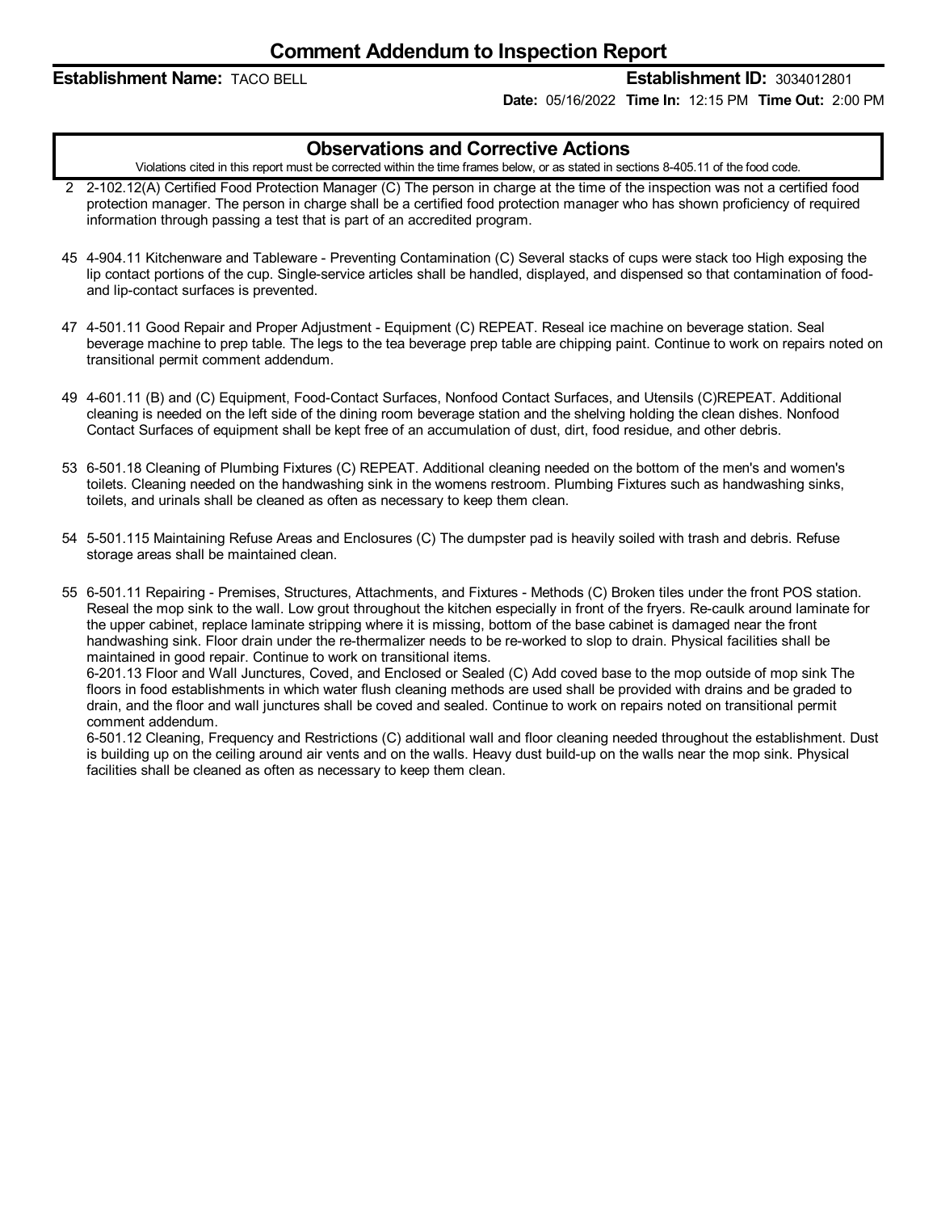# Comment Addendum to Inspection Report

**Establishment Name:** TACO BELL **Establishment ID:** 3034012801

**Date:** 05/16/2022 **Time In:** 12:15 PM **Time Out:** 2:00 PM

## Observations and Corrective Actions

Violations cited in this report must be corrected within the time frames below, or as stated in sections 8-405.11 of the food code.

2 2-102.12(A) Certified Food Protection Manager (C) The person in charge at the time of the inspection was not a certified food protection manager. The person in charge shall be a certified food protection manager who has shown proficiency of required information through passing a test that is part of an accredited program.

45 4-904.11 Kitchenware and Tableware - Preventing Contamination (C) Several stacks of cups were stack too High exposing the lip contact portions of the cup. Single-service articles shall be handled, displayed, and dispensed so that contamination of food- and lip-contact surfaces is prevented.

47 4-501.11 Good Repair and Proper Adjustment - Equipment (C) REPEAT. Reseal ice machine on beverage station. Seal beverage machine to prep table. The legs to the tea beverage prep table are chipping paint. Continue to work on repairs noted on transitional permit comment addendum.

49 4-601.11 (B) and (C) Equipment, Food-Contact Surfaces, Nonfood Contact Surfaces, and Utensils (C)REPEAT. Additional cleaning is needed on the left side of the dining room beverage station and the shelving holding the clean dishes. Nonfood Contact Surfaces of equipment shall be kept free of an accumulation of dust, dirt, food residue, and other debris.

53 6-501.18 Cleaning of Plumbing Fixtures (C) REPEAT. Additional cleaning needed on the bottom of the men's and women's toilets. Cleaning needed on the handwashing sink in the womens restroom. Plumbing Fixtures such as handwashing sinks, toilets, and urinals shall be cleaned as often as necessary to keep them clean.

54 5-501.115 Maintaining Refuse Areas and Enclosures (C) The dumpster pad is heavily soiled with trash and debris. Refuse storage areas shall be maintained clean.

55 6-501.11 Repairing - Premises, Structures, Attachments, and Fixtures - Methods (C) Broken tiles under the front POS station. Reseal the mop sink to the wall. Low grout throughout the kitchen especially in front of the fryers. Re-caulk around laminate for the upper cabinet, replace laminate stripping where it is missing, bottom of the base cabinet is damaged near the front handwashing sink. Floor drain under the re-thermalizer needs to be re-worked to slop to drain. Physical facilities shall be maintained in good repair. Continue to work on transitional items.
6-201.13 Floor and Wall Junctures, Coved, and Enclosed or Sealed (C) Add coved base to the mop outside of mop sink The floors in food establishments in which water flush cleaning methods are used shall be provided with drains and be graded to drain, and the floor and wall junctures shall be coved and sealed. Continue to work on repairs noted on transitional permit comment addendum.
6-501.12 Cleaning, Frequency and Restrictions (C) additional wall and floor cleaning needed throughout the establishment. Dust is building up on the ceiling around air vents and on the walls. Heavy dust build-up on the walls near the mop sink. Physical facilities shall be cleaned as often as necessary to keep them clean.